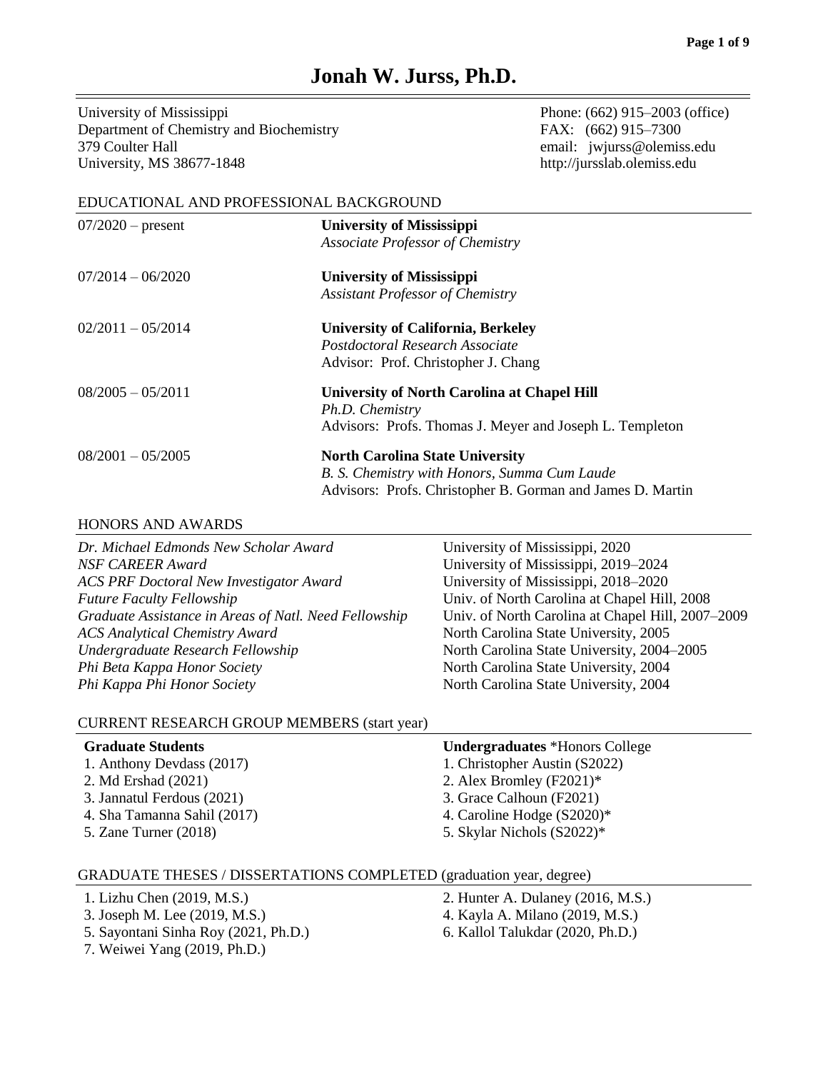# Jonah W. Jurss, Ph.D.

University of Mississippi
Department of Chemistry and Biochemistry
379 Coulter Hall
University, MS 38677-1848

Phone: (662) 915–2003 (office)
FAX: (662) 915–7300
email: jwjurss@olemiss.edu
http://jursslab.olemiss.edu

## EDUCATIONAL AND PROFESSIONAL BACKGROUND

07/2020 – present
**University of Mississippi**
*Associate Professor of Chemistry*

07/2014 – 06/2020
**University of Mississippi**
*Assistant Professor of Chemistry*

02/2011 – 05/2014
**University of California, Berkeley**
*Postdoctoral Research Associate*
Advisor: Prof. Christopher J. Chang

08/2005 – 05/2011
**University of North Carolina at Chapel Hill**
*Ph.D. Chemistry*
Advisors: Profs. Thomas J. Meyer and Joseph L. Templeton

08/2001 – 05/2005
**North Carolina State University**
*B. S. Chemistry with Honors, Summa Cum Laude*
Advisors: Profs. Christopher B. Gorman and James D. Martin

## HONORS AND AWARDS

*Dr. Michael Edmonds New Scholar Award* — University of Mississippi, 2020
*NSF CAREER Award* — University of Mississippi, 2019–2024
*ACS PRF Doctoral New Investigator Award* — University of Mississippi, 2018–2020
*Future Faculty Fellowship* — Univ. of North Carolina at Chapel Hill, 2008
*Graduate Assistance in Areas of Natl. Need Fellowship* — Univ. of North Carolina at Chapel Hill, 2007–2009
*ACS Analytical Chemistry Award* — North Carolina State University, 2005
*Undergraduate Research Fellowship* — North Carolina State University, 2004–2005
*Phi Beta Kappa Honor Society* — North Carolina State University, 2004
*Phi Kappa Phi Honor Society* — North Carolina State University, 2004

## CURRENT RESEARCH GROUP MEMBERS (start year)

**Graduate Students**
1. Anthony Devdass (2017)
2. Md Ershad (2021)
3. Jannatul Ferdous (2021)
4. Sha Tamanna Sahil (2017)
5. Zane Turner (2018)

**Undergraduates** *Honors College
1. Christopher Austin (S2022)
2. Alex Bromley (F2021)*
3. Grace Calhoun (F2021)
4. Caroline Hodge (S2020)*
5. Skylar Nichols (S2022)*

## GRADUATE THESES / DISSERTATIONS COMPLETED (graduation year, degree)

1. Lizhu Chen (2019, M.S.)
2. Hunter A. Dulaney (2016, M.S.)
3. Joseph M. Lee (2019, M.S.)
4. Kayla A. Milano (2019, M.S.)
5. Sayontani Sinha Roy (2021, Ph.D.)
6. Kallol Talukdar (2020, Ph.D.)
7. Weiwei Yang (2019, Ph.D.)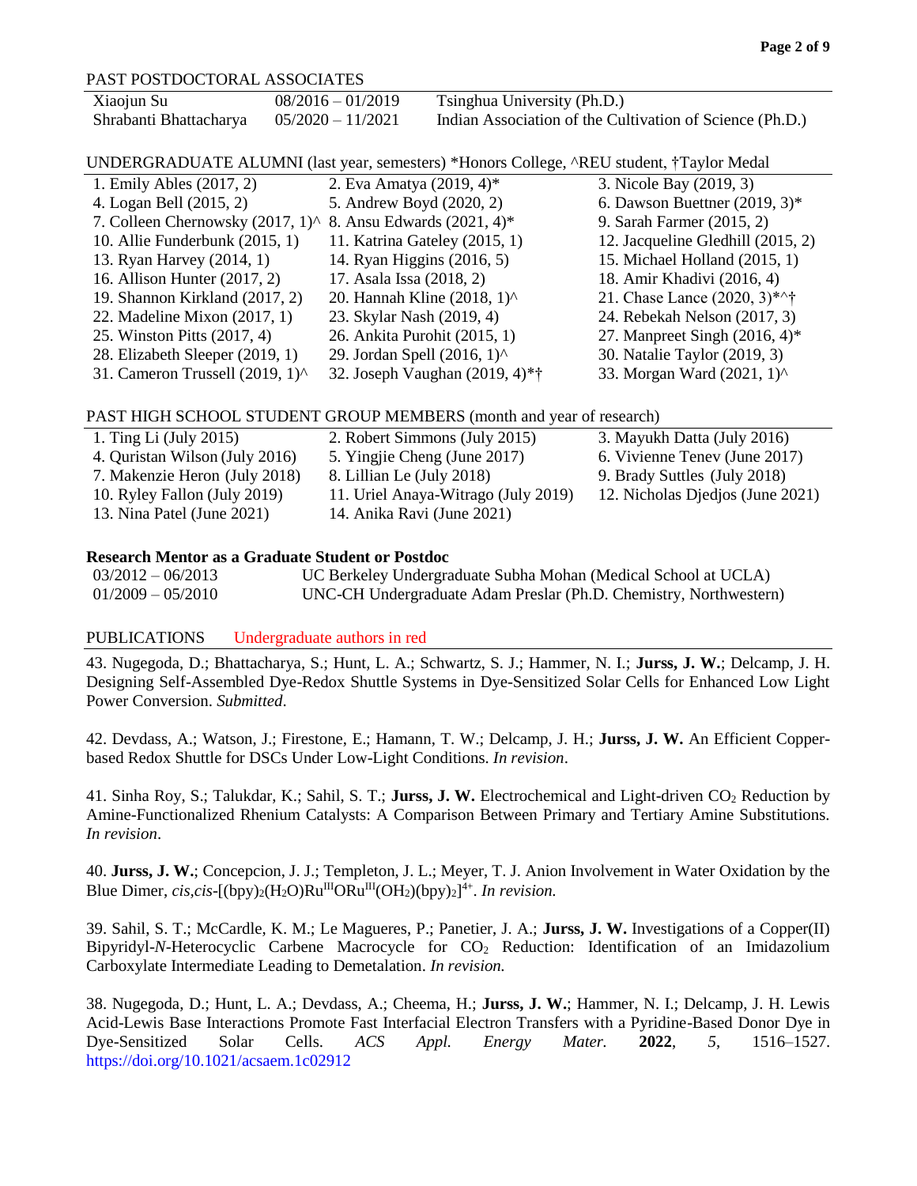## PAST POSTDOCTORAL ASSOCIATES

| | | |
|---|---|---|
| Xiaojun Su | 08/2016 – 01/2019 | Tsinghua University (Ph.D.) |
| Shrabanti Bhattacharya | 05/2020 – 11/2021 | Indian Association of the Cultivation of Science (Ph.D.) |

## UNDERGRADUATE ALUMNI (last year, semesters) *Honors College, ^REU student, †Taylor Medal

| | | |
|---|---|---|
| 1. Emily Ables (2017, 2) | 2. Eva Amatya (2019, 4)* | 3. Nicole Bay (2019, 3) |
| 4. Logan Bell (2015, 2) | 5. Andrew Boyd (2020, 2) | 6. Dawson Buettner (2019, 3)* |
| 7. Colleen Chernowsky (2017, 1)^ | 8. Ansu Edwards (2021, 4)* | 9. Sarah Farmer (2015, 2) |
| 10. Allie Funderbunk (2015, 1) | 11. Katrina Gateley (2015, 1) | 12. Jacqueline Gledhill (2015, 2) |
| 13. Ryan Harvey (2014, 1) | 14. Ryan Higgins (2016, 5) | 15. Michael Holland (2015, 1) |
| 16. Allison Hunter (2017, 2) | 17. Asala Issa (2018, 2) | 18. Amir Khadivi (2016, 4) |
| 19. Shannon Kirkland (2017, 2) | 20. Hannah Kline (2018, 1)^ | 21. Chase Lance (2020, 3)*^† |
| 22. Madeline Mixon (2017, 1) | 23. Skylar Nash (2019, 4) | 24. Rebekah Nelson (2017, 3) |
| 25. Winston Pitts (2017, 4) | 26. Ankita Purohit (2015, 1) | 27. Manpreet Singh (2016, 4)* |
| 28. Elizabeth Sleeper (2019, 1) | 29. Jordan Spell (2016, 1)^ | 30. Natalie Taylor (2019, 3) |
| 31. Cameron Trussell (2019, 1)^ | 32. Joseph Vaughan (2019, 4)*† | 33. Morgan Ward (2021, 1)^ |

## PAST HIGH SCHOOL STUDENT GROUP MEMBERS (month and year of research)

| | | |
|---|---|---|
| 1. Ting Li (July 2015) | 2. Robert Simmons (July 2015) | 3. Mayukh Datta (July 2016) |
| 4. Quristan Wilson (July 2016) | 5. Yingjie Cheng (June 2017) | 6. Vivienne Tenev (June 2017) |
| 7. Makenzie Heron (July 2018) | 8. Lillian Le (July 2018) | 9. Brady Suttles (July 2018) |
| 10. Ryley Fallon (July 2019) | 11. Uriel Anaya-Witrago (July 2019) | 12. Nicholas Djedjos (June 2021) |
| 13. Nina Patel (June 2021) | 14. Anika Ravi (June 2021) | |

### Research Mentor as a Graduate Student or Postdoc

| | |
|---|---|
| 03/2012 – 06/2013 | UC Berkeley Undergraduate Subha Mohan (Medical School at UCLA) |
| 01/2009 – 05/2010 | UNC-CH Undergraduate Adam Preslar (Ph.D. Chemistry, Northwestern) |

## PUBLICATIONS    Undergraduate authors in red

43. Nugegoda, D.; Bhattacharya, S.; Hunt, L. A.; Schwartz, S. J.; Hammer, N. I.; **Jurss, J. W.**; Delcamp, J. H. Designing Self-Assembled Dye-Redox Shuttle Systems in Dye-Sensitized Solar Cells for Enhanced Low Light Power Conversion. *Submitted*.

42. Devdass, A.; Watson, J.; Firestone, E.; Hamann, T. W.; Delcamp, J. H.; **Jurss, J. W.** An Efficient Copper-based Redox Shuttle for DSCs Under Low-Light Conditions. *In revision*.

41. Sinha Roy, S.; Talukdar, K.; Sahil, S. T.; **Jurss, J. W.** Electrochemical and Light-driven $CO_2$ Reduction by Amine-Functionalized Rhenium Catalysts: A Comparison Between Primary and Tertiary Amine Substitutions. *In revision*.

40. **Jurss, J. W.**; Concepcion, J. J.; Templeton, J. L.; Meyer, T. J. Anion Involvement in Water Oxidation by the Blue Dimer, *cis,cis*-$[(bpy)_2(H_2O)Ru^{III}ORu^{III}(OH_2)(bpy)_2]^{4+}$. *In revision.*

39. Sahil, S. T.; McCardle, K. M.; Le Magueres, P.; Panetier, J. A.; **Jurss, J. W.** Investigations of a Copper(II) Bipyridyl-*N*-Heterocyclic Carbene Macrocycle for $CO_2$ Reduction: Identification of an Imidazolium Carboxylate Intermediate Leading to Demetalation. *In revision.*

38. Nugegoda, D.; Hunt, L. A.; Devdass, A.; Cheema, H.; **Jurss, J. W.**; Hammer, N. I.; Delcamp, J. H. Lewis Acid-Lewis Base Interactions Promote Fast Interfacial Electron Transfers with a Pyridine-Based Donor Dye in Dye-Sensitized Solar Cells. *ACS Appl. Energy Mater.* **2022**, *5*, 1516–1527. https://doi.org/10.1021/acsaem.1c02912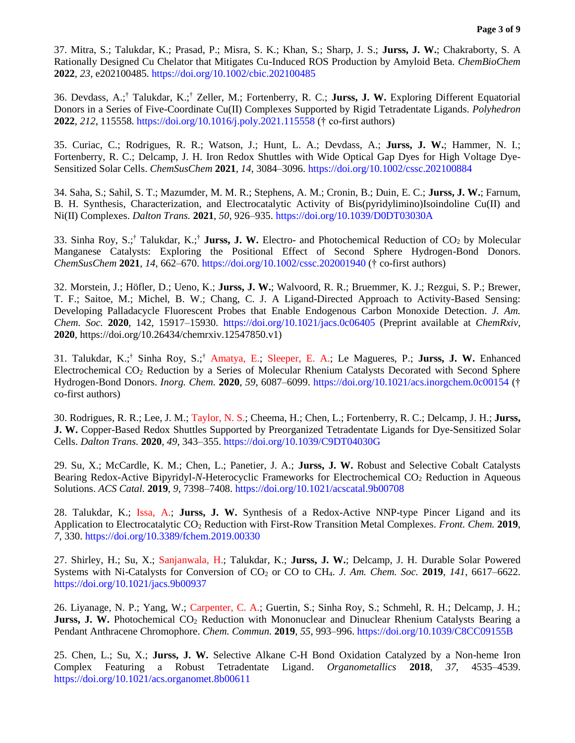37. Mitra, S.; Talukdar, K.; Prasad, P.; Misra, S. K.; Khan, S.; Sharp, J. S.; **Jurss, J. W.**; Chakraborty, S. A Rationally Designed Cu Chelator that Mitigates Cu-Induced ROS Production by Amyloid Beta. *ChemBioChem* **2022**, *23*, e202100485. https://doi.org/10.1002/cbic.202100485

36. Devdass, A.;[†] Talukdar, K.;[†] Zeller, M.; Fortenberry, R. C.; **Jurss, J. W.** Exploring Different Equatorial Donors in a Series of Five-Coordinate Cu(II) Complexes Supported by Rigid Tetradentate Ligands. *Polyhedron* **2022**, *212*, 115558. https://doi.org/10.1016/j.poly.2021.115558 († co-first authors)

35. Curiac, C.; Rodrigues, R. R.; Watson, J.; Hunt, L. A.; Devdass, A.; **Jurss, J. W.**; Hammer, N. I.; Fortenberry, R. C.; Delcamp, J. H. Iron Redox Shuttles with Wide Optical Gap Dyes for High Voltage Dye-Sensitized Solar Cells. *ChemSusChem* **2021**, *14*, 3084–3096. https://doi.org/10.1002/cssc.202100884

34. Saha, S.; Sahil, S. T.; Mazumder, M. M. R.; Stephens, A. M.; Cronin, B.; Duin, E. C.; **Jurss, J. W.**; Farnum, B. H. Synthesis, Characterization, and Electrocatalytic Activity of Bis(pyridylimino)Isoindoline Cu(II) and Ni(II) Complexes. *Dalton Trans.* **2021**, *50*, 926–935. https://doi.org/10.1039/D0DT03030A

33. Sinha Roy, S.;[†] Talukdar, K.;[†] **Jurss, J. W.** Electro- and Photochemical Reduction of $CO_2$ by Molecular Manganese Catalysts: Exploring the Positional Effect of Second Sphere Hydrogen-Bond Donors. *ChemSusChem* **2021**, *14*, 662–670. https://doi.org/10.1002/cssc.202001940 († co-first authors)

32. Morstein, J.; Höfler, D.; Ueno, K.; **Jurss, J. W.**; Walvoord, R. R.; Bruemmer, K. J.; Rezgui, S. P.; Brewer, T. F.; Saitoe, M.; Michel, B. W.; Chang, C. J. A Ligand-Directed Approach to Activity-Based Sensing: Developing Palladacycle Fluorescent Probes that Enable Endogenous Carbon Monoxide Detection. *J. Am. Chem. Soc.* **2020**, 142, 15917–15930. https://doi.org/10.1021/jacs.0c06405 (Preprint available at *ChemRxiv*, **2020**, https://doi.org/10.26434/chemrxiv.12547850.v1)

31. Talukdar, K.;[†] Sinha Roy, S.;[†] Amatya, E.; Sleeper, E. A.; Le Magueres, P.; **Jurss, J. W.** Enhanced Electrochemical $CO_2$ Reduction by a Series of Molecular Rhenium Catalysts Decorated with Second Sphere Hydrogen-Bond Donors. *Inorg. Chem.* **2020**, *59*, 6087–6099. https://doi.org/10.1021/acs.inorgchem.0c00154 († co-first authors)

30. Rodrigues, R. R.; Lee, J. M.; Taylor, N. S.; Cheema, H.; Chen, L.; Fortenberry, R. C.; Delcamp, J. H.; **Jurss, J. W.** Copper-Based Redox Shuttles Supported by Preorganized Tetradentate Ligands for Dye-Sensitized Solar Cells. *Dalton Trans.* **2020**, *49*, 343–355. https://doi.org/10.1039/C9DT04030G

29. Su, X.; McCardle, K. M.; Chen, L.; Panetier, J. A.; **Jurss, J. W.** Robust and Selective Cobalt Catalysts Bearing Redox-Active Bipyridyl-*N*-Heterocyclic Frameworks for Electrochemical $CO_2$ Reduction in Aqueous Solutions. *ACS Catal.* **2019**, *9*, 7398–7408. https://doi.org/10.1021/acscatal.9b00708

28. Talukdar, K.; Issa, A.; **Jurss, J. W.** Synthesis of a Redox-Active NNP-type Pincer Ligand and its Application to Electrocatalytic $CO_2$ Reduction with First-Row Transition Metal Complexes. *Front. Chem.* **2019**, *7*, 330. https://doi.org/10.3389/fchem.2019.00330

27. Shirley, H.; Su, X.; Sanjanwala, H.; Talukdar, K.; **Jurss, J. W.**; Delcamp, J. H. Durable Solar Powered Systems with Ni-Catalysts for Conversion of $CO_2$ or CO to $CH_4$. *J. Am. Chem. Soc.* **2019**, *141*, 6617–6622. https://doi.org/10.1021/jacs.9b00937

26. Liyanage, N. P.; Yang, W.; Carpenter, C. A.; Guertin, S.; Sinha Roy, S.; Schmehl, R. H.; Delcamp, J. H.; **Jurss, J. W.** Photochemical $CO_2$ Reduction with Mononuclear and Dinuclear Rhenium Catalysts Bearing a Pendant Anthracene Chromophore. *Chem. Commun.* **2019**, *55*, 993–996. https://doi.org/10.1039/C8CC09155B

25. Chen, L.; Su, X.; **Jurss, J. W.** Selective Alkane C-H Bond Oxidation Catalyzed by a Non-heme Iron Complex Featuring a Robust Tetradentate Ligand. *Organometallics* **2018**, *37*, 4535–4539. https://doi.org/10.1021/acs.organomet.8b00611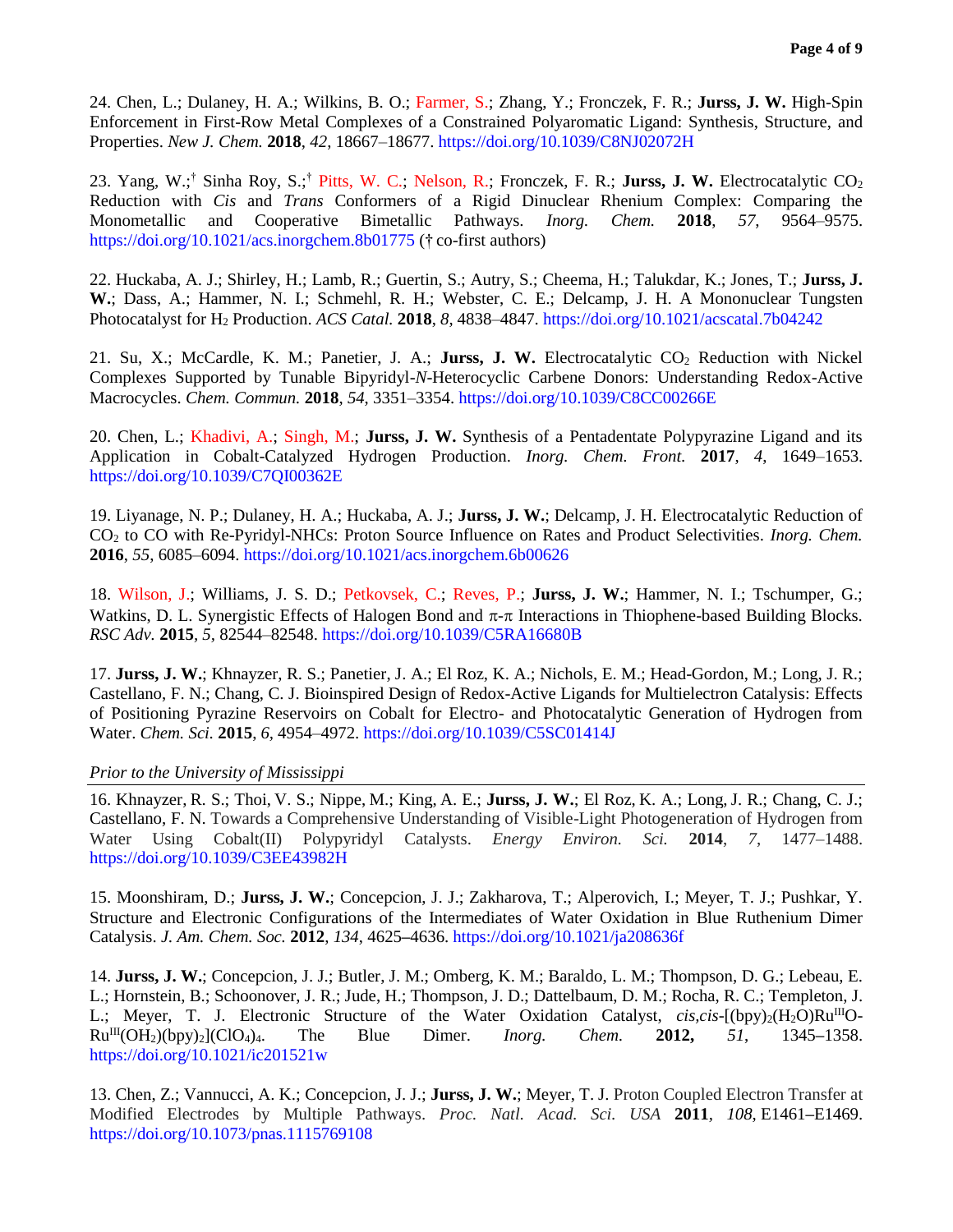24. Chen, L.; Dulaney, H. A.; Wilkins, B. O.; Farmer, S.; Zhang, Y.; Fronczek, F. R.; **Jurss, J. W.** High-Spin Enforcement in First-Row Metal Complexes of a Constrained Polyaromatic Ligand: Synthesis, Structure, and Properties. *New J. Chem.* **2018**, *42*, 18667–18677. https://doi.org/10.1039/C8NJ02072H

23. Yang, W.;† Sinha Roy, S.;† Pitts, W. C.; Nelson, R.; Fronczek, F. R.; **Jurss, J. W.** Electrocatalytic $CO_2$ Reduction with *Cis* and *Trans* Conformers of a Rigid Dinuclear Rhenium Complex: Comparing the Monometallic and Cooperative Bimetallic Pathways. *Inorg. Chem.* **2018**, *57*, 9564–9575. https://doi.org/10.1021/acs.inorgchem.8b01775 († co-first authors)

22. Huckaba, A. J.; Shirley, H.; Lamb, R.; Guertin, S.; Autry, S.; Cheema, H.; Talukdar, K.; Jones, T.; **Jurss, J. W.**; Dass, A.; Hammer, N. I.; Schmehl, R. H.; Webster, C. E.; Delcamp, J. H. A Mononuclear Tungsten Photocatalyst for $H_2$ Production. *ACS Catal.* **2018**, *8*, 4838–4847. https://doi.org/10.1021/acscatal.7b04242

21. Su, X.; McCardle, K. M.; Panetier, J. A.; **Jurss, J. W.** Electrocatalytic $CO_2$ Reduction with Nickel Complexes Supported by Tunable Bipyridyl-*N*-Heterocyclic Carbene Donors: Understanding Redox-Active Macrocycles. *Chem. Commun.* **2018**, *54*, 3351–3354. https://doi.org/10.1039/C8CC00266E

20. Chen, L.; Khadivi, A.; Singh, M.; **Jurss, J. W.** Synthesis of a Pentadentate Polypyrazine Ligand and its Application in Cobalt-Catalyzed Hydrogen Production. *Inorg. Chem. Front.* **2017**, *4*, 1649–1653. https://doi.org/10.1039/C7QI00362E

19. Liyanage, N. P.; Dulaney, H. A.; Huckaba, A. J.; **Jurss, J. W.**; Delcamp, J. H. Electrocatalytic Reduction of $CO_2$ to CO with Re-Pyridyl-NHCs: Proton Source Influence on Rates and Product Selectivities. *Inorg. Chem.* **2016**, *55*, 6085–6094. https://doi.org/10.1021/acs.inorgchem.6b00626

18. Wilson, J.; Williams, J. S. D.; Petkovsek, C.; Reves, P.; **Jurss, J. W.**; Hammer, N. I.; Tschumper, G.; Watkins, D. L. Synergistic Effects of Halogen Bond and $\pi$-$\pi$ Interactions in Thiophene-based Building Blocks. *RSC Adv.* **2015**, *5*, 82544–82548. https://doi.org/10.1039/C5RA16680B

17. **Jurss, J. W.**; Khnayzer, R. S.; Panetier, J. A.; El Roz, K. A.; Nichols, E. M.; Head-Gordon, M.; Long, J. R.; Castellano, F. N.; Chang, C. J. Bioinspired Design of Redox-Active Ligands for Multielectron Catalysis: Effects of Positioning Pyrazine Reservoirs on Cobalt for Electro- and Photocatalytic Generation of Hydrogen from Water. *Chem. Sci.* **2015**, *6*, 4954–4972. https://doi.org/10.1039/C5SC01414J

*Prior to the University of Mississippi*

16. Khnayzer, R. S.; Thoi, V. S.; Nippe, M.; King, A. E.; **Jurss, J. W.**; El Roz, K. A.; Long, J. R.; Chang, C. J.; Castellano, F. N. Towards a Comprehensive Understanding of Visible-Light Photogeneration of Hydrogen from Water Using Cobalt(II) Polypyridyl Catalysts. *Energy Environ. Sci.* **2014**, *7*, 1477–1488. https://doi.org/10.1039/C3EE43982H

15. Moonshiram, D.; **Jurss, J. W.**; Concepcion, J. J.; Zakharova, T.; Alperovich, I.; Meyer, T. J.; Pushkar, Y. Structure and Electronic Configurations of the Intermediates of Water Oxidation in Blue Ruthenium Dimer Catalysis. *J. Am. Chem. Soc.* **2012**, *134*, 4625–4636. https://doi.org/10.1021/ja208636f

14. **Jurss, J. W.**; Concepcion, J. J.; Butler, J. M.; Omberg, K. M.; Baraldo, L. M.; Thompson, D. G.; Lebeau, E. L.; Hornstein, B.; Schoonover, J. R.; Jude, H.; Thompson, J. D.; Dattelbaum, D. M.; Rocha, R. C.; Templeton, J. L.; Meyer, T. J. Electronic Structure of the Water Oxidation Catalyst, *cis,cis*-$[(bpy)_2(H_2O)Ru^{III}O\text{-}Ru^{III}(OH_2)(bpy)_2](ClO_4)_4$. The Blue Dimer. *Inorg. Chem.* **2012,** *51*, 1345–1358. https://doi.org/10.1021/ic201521w

13. Chen, Z.; Vannucci, A. K.; Concepcion, J. J.; **Jurss, J. W.**; Meyer, T. J. Proton Coupled Electron Transfer at Modified Electrodes by Multiple Pathways. *Proc. Natl. Acad. Sci. USA* **2011**, *108*, E1461–E1469. https://doi.org/10.1073/pnas.1115769108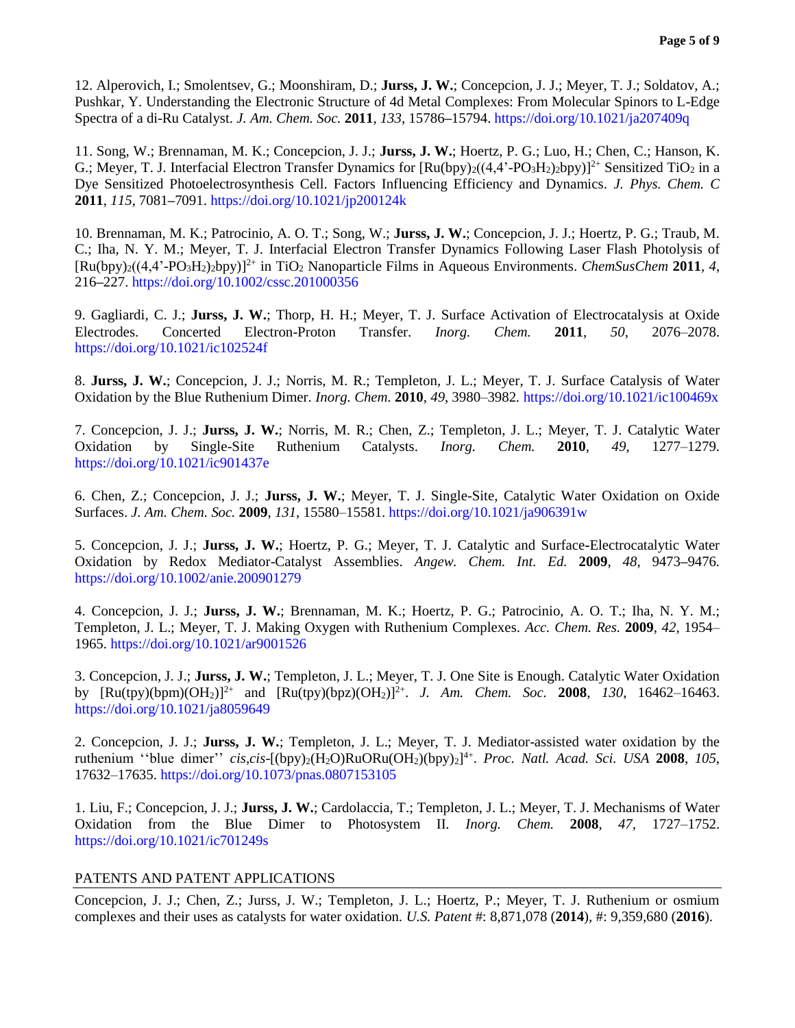12. Alperovich, I.; Smolentsev, G.; Moonshiram, D.; **Jurss, J. W.**; Concepcion, J. J.; Meyer, T. J.; Soldatov, A.; Pushkar, Y. Understanding the Electronic Structure of 4d Metal Complexes: From Molecular Spinors to L-Edge Spectra of a di-Ru Catalyst. *J. Am. Chem. Soc.* **2011**, *133*, 15786–15794. https://doi.org/10.1021/ja207409q

11. Song, W.; Brennaman, M. K.; Concepcion, J. J.; **Jurss, J. W.**; Hoertz, P. G.; Luo, H.; Chen, C.; Hanson, K. G.; Meyer, T. J. Interfacial Electron Transfer Dynamics for $[Ru(bpy)_2((4,4'\text{-}PO_3H_2)_2bpy)]^{2+}$ Sensitized $TiO_2$ in a Dye Sensitized Photoelectrosynthesis Cell. Factors Influencing Efficiency and Dynamics. *J. Phys. Chem. C* **2011**, *115*, 7081–7091. https://doi.org/10.1021/jp200124k

10. Brennaman, M. K.; Patrocinio, A. O. T.; Song, W.; **Jurss, J. W.**; Concepcion, J. J.; Hoertz, P. G.; Traub, M. C.; Iha, N. Y. M.; Meyer, T. J. Interfacial Electron Transfer Dynamics Following Laser Flash Photolysis of $[Ru(bpy)_2((4,4'\text{-}PO_3H_2)_2bpy)]^{2+}$ in $TiO_2$ Nanoparticle Films in Aqueous Environments. *ChemSusChem* **2011**, *4*, 216–227. https://doi.org/10.1002/cssc.201000356

9. Gagliardi, C. J.; **Jurss, J. W.**; Thorp, H. H.; Meyer, T. J. Surface Activation of Electrocatalysis at Oxide Electrodes. Concerted Electron-Proton Transfer. *Inorg. Chem.* **2011**, *50*, 2076–2078. https://doi.org/10.1021/ic102524f

8. **Jurss, J. W.**; Concepcion, J. J.; Norris, M. R.; Templeton, J. L.; Meyer, T. J. Surface Catalysis of Water Oxidation by the Blue Ruthenium Dimer. *Inorg. Chem.* **2010**, *49*, 3980–3982. https://doi.org/10.1021/ic100469x

7. Concepcion, J. J.; **Jurss, J. W.**; Norris, M. R.; Chen, Z.; Templeton, J. L.; Meyer, T. J. Catalytic Water Oxidation by Single-Site Ruthenium Catalysts. *Inorg. Chem.* **2010**, *49*, 1277–1279. https://doi.org/10.1021/ic901437e

6. Chen, Z.; Concepcion, J. J.; **Jurss, J. W.**; Meyer, T. J. Single-Site, Catalytic Water Oxidation on Oxide Surfaces. *J. Am. Chem. Soc.* **2009**, *131*, 15580–15581. https://doi.org/10.1021/ja906391w

5. Concepcion, J. J.; **Jurss, J. W.**; Hoertz, P. G.; Meyer, T. J. Catalytic and Surface-Electrocatalytic Water Oxidation by Redox Mediator-Catalyst Assemblies. *Angew. Chem. Int. Ed.* **2009**, *48*, 9473–9476. https://doi.org/10.1002/anie.200901279

4. Concepcion, J. J.; **Jurss, J. W.**; Brennaman, M. K.; Hoertz, P. G.; Patrocinio, A. O. T.; Iha, N. Y. M.; Templeton, J. L.; Meyer, T. J. Making Oxygen with Ruthenium Complexes. *Acc. Chem. Res.* **2009**, *42*, 1954–1965. https://doi.org/10.1021/ar9001526

3. Concepcion, J. J.; **Jurss, J. W.**; Templeton, J. L.; Meyer, T. J. One Site is Enough. Catalytic Water Oxidation by $[Ru(tpy)(bpm)(OH_2)]^{2+}$ and $[Ru(tpy)(bpz)(OH_2)]^{2+}$. *J. Am. Chem. Soc.* **2008**, *130*, 16462–16463. https://doi.org/10.1021/ja8059649

2. Concepcion, J. J.; **Jurss, J. W.**; Templeton, J. L.; Meyer, T. J. Mediator-assisted water oxidation by the ruthenium ''blue dimer'' *cis,cis*-$[(bpy)_2(H_2O)RuORu(OH_2)(bpy)_2]^{4+}$. *Proc. Natl. Acad. Sci. USA* **2008**, *105*, 17632–17635. https://doi.org/10.1073/pnas.0807153105

1. Liu, F.; Concepcion, J. J.; **Jurss, J. W.**; Cardolaccia, T.; Templeton, J. L.; Meyer, T. J. Mechanisms of Water Oxidation from the Blue Dimer to Photosystem II. *Inorg. Chem.* **2008**, *47*, 1727–1752. https://doi.org/10.1021/ic701249s

## PATENTS AND PATENT APPLICATIONS

Concepcion, J. J.; Chen, Z.; Jurss, J. W.; Templeton, J. L.; Hoertz, P.; Meyer, T. J. Ruthenium or osmium complexes and their uses as catalysts for water oxidation. *U.S. Patent* #: 8,871,078 (**2014**), #: 9,359,680 (**2016**).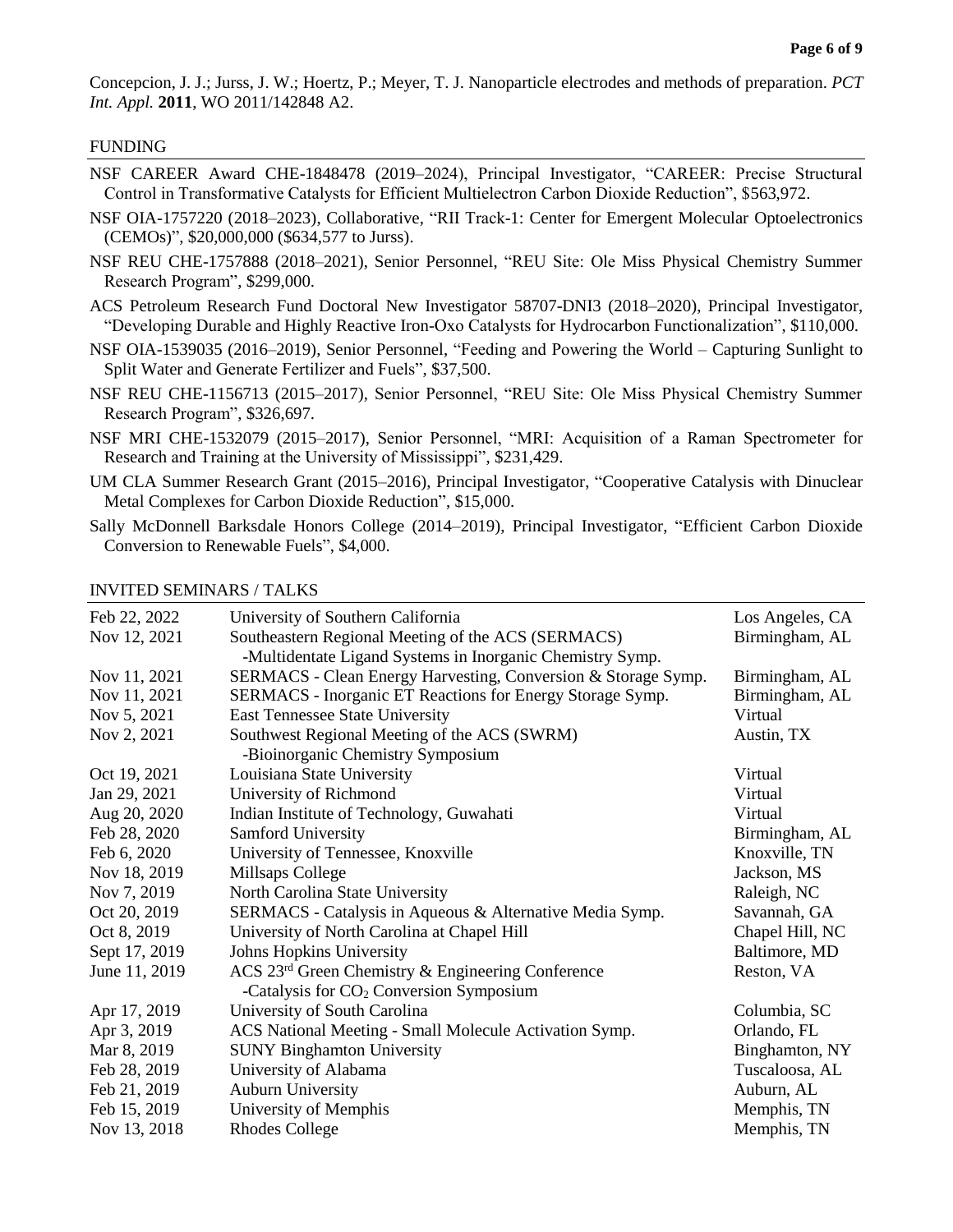Concepcion, J. J.; Jurss, J. W.; Hoertz, P.; Meyer, T. J. Nanoparticle electrodes and methods of preparation. *PCT Int. Appl.* **2011**, WO 2011/142848 A2.

## FUNDING

NSF CAREER Award CHE-1848478 (2019–2024), Principal Investigator, "CAREER: Precise Structural Control in Transformative Catalysts for Efficient Multielectron Carbon Dioxide Reduction", $563,972.

NSF OIA-1757220 (2018–2023), Collaborative, "RII Track-1: Center for Emergent Molecular Optoelectronics (CEMOs)", $20,000,000 ($634,577 to Jurss).

NSF REU CHE-1757888 (2018–2021), Senior Personnel, "REU Site: Ole Miss Physical Chemistry Summer Research Program", $299,000.

ACS Petroleum Research Fund Doctoral New Investigator 58707-DNI3 (2018–2020), Principal Investigator, "Developing Durable and Highly Reactive Iron-Oxo Catalysts for Hydrocarbon Functionalization", $110,000.

NSF OIA-1539035 (2016–2019), Senior Personnel, "Feeding and Powering the World – Capturing Sunlight to Split Water and Generate Fertilizer and Fuels", $37,500.

NSF REU CHE-1156713 (2015–2017), Senior Personnel, "REU Site: Ole Miss Physical Chemistry Summer Research Program", $326,697.

NSF MRI CHE-1532079 (2015–2017), Senior Personnel, "MRI: Acquisition of a Raman Spectrometer for Research and Training at the University of Mississippi", $231,429.

UM CLA Summer Research Grant (2015–2016), Principal Investigator, "Cooperative Catalysis with Dinuclear Metal Complexes for Carbon Dioxide Reduction", $15,000.

Sally McDonnell Barksdale Honors College (2014–2019), Principal Investigator, "Efficient Carbon Dioxide Conversion to Renewable Fuels", $4,000.

## INVITED SEMINARS / TALKS

| | | |
|---|---|---|
| Feb 22, 2022 | University of Southern California | Los Angeles, CA |
| Nov 12, 2021 | Southeastern Regional Meeting of the ACS (SERMACS) -Multidentate Ligand Systems in Inorganic Chemistry Symp. | Birmingham, AL |
| Nov 11, 2021 | SERMACS - Clean Energy Harvesting, Conversion & Storage Symp. | Birmingham, AL |
| Nov 11, 2021 | SERMACS - Inorganic ET Reactions for Energy Storage Symp. | Birmingham, AL |
| Nov 5, 2021 | East Tennessee State University | Virtual |
| Nov 2, 2021 | Southwest Regional Meeting of the ACS (SWRM) -Bioinorganic Chemistry Symposium | Austin, TX |
| Oct 19, 2021 | Louisiana State University | Virtual |
| Jan 29, 2021 | University of Richmond | Virtual |
| Aug 20, 2020 | Indian Institute of Technology, Guwahati | Virtual |
| Feb 28, 2020 | Samford University | Birmingham, AL |
| Feb 6, 2020 | University of Tennessee, Knoxville | Knoxville, TN |
| Nov 18, 2019 | Millsaps College | Jackson, MS |
| Nov 7, 2019 | North Carolina State University | Raleigh, NC |
| Oct 20, 2019 | SERMACS - Catalysis in Aqueous & Alternative Media Symp. | Savannah, GA |
| Oct 8, 2019 | University of North Carolina at Chapel Hill | Chapel Hill, NC |
| Sept 17, 2019 | Johns Hopkins University | Baltimore, MD |
| June 11, 2019 | ACS 23rd Green Chemistry & Engineering Conference -Catalysis for $CO_2$ Conversion Symposium | Reston, VA |
| Apr 17, 2019 | University of South Carolina | Columbia, SC |
| Apr 3, 2019 | ACS National Meeting - Small Molecule Activation Symp. | Orlando, FL |
| Mar 8, 2019 | SUNY Binghamton University | Binghamton, NY |
| Feb 28, 2019 | University of Alabama | Tuscaloosa, AL |
| Feb 21, 2019 | Auburn University | Auburn, AL |
| Feb 15, 2019 | University of Memphis | Memphis, TN |
| Nov 13, 2018 | Rhodes College | Memphis, TN |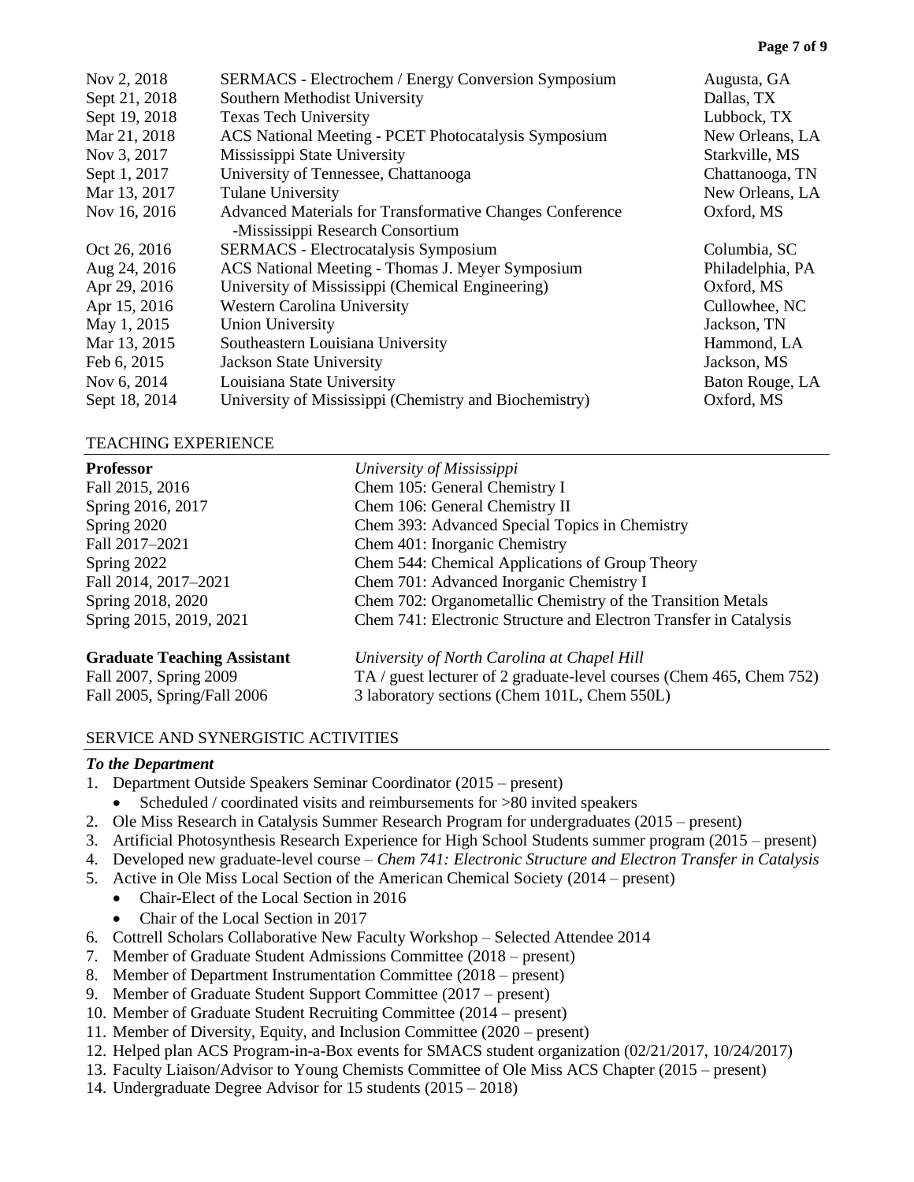| | | |
|---|---|---|
| Nov 2, 2018 | SERMACS - Electrochem / Energy Conversion Symposium | Augusta, GA |
| Sept 21, 2018 | Southern Methodist University | Dallas, TX |
| Sept 19, 2018 | Texas Tech University | Lubbock, TX |
| Mar 21, 2018 | ACS National Meeting - PCET Photocatalysis Symposium | New Orleans, LA |
| Nov 3, 2017 | Mississippi State University | Starkville, MS |
| Sept 1, 2017 | University of Tennessee, Chattanooga | Chattanooga, TN |
| Mar 13, 2017 | Tulane University | New Orleans, LA |
| Nov 16, 2016 | Advanced Materials for Transformative Changes Conference -Mississippi Research Consortium | Oxford, MS |
| Oct 26, 2016 | SERMACS - Electrocatalysis Symposium | Columbia, SC |
| Aug 24, 2016 | ACS National Meeting - Thomas J. Meyer Symposium | Philadelphia, PA |
| Apr 29, 2016 | University of Mississippi (Chemical Engineering) | Oxford, MS |
| Apr 15, 2016 | Western Carolina University | Cullowhee, NC |
| May 1, 2015 | Union University | Jackson, TN |
| Mar 13, 2015 | Southeastern Louisiana University | Hammond, LA |
| Feb 6, 2015 | Jackson State University | Jackson, MS |
| Nov 6, 2014 | Louisiana State University | Baton Rouge, LA |
| Sept 18, 2014 | University of Mississippi (Chemistry and Biochemistry) | Oxford, MS |

## TEACHING EXPERIENCE

| **Professor** | *University of Mississippi* |
|---|---|
| Fall 2015, 2016 | Chem 105: General Chemistry I |
| Spring 2016, 2017 | Chem 106: General Chemistry II |
| Spring 2020 | Chem 393: Advanced Special Topics in Chemistry |
| Fall 2017–2021 | Chem 401: Inorganic Chemistry |
| Spring 2022 | Chem 544: Chemical Applications of Group Theory |
| Fall 2014, 2017–2021 | Chem 701: Advanced Inorganic Chemistry I |
| Spring 2018, 2020 | Chem 702: Organometallic Chemistry of the Transition Metals |
| Spring 2015, 2019, 2021 | Chem 741: Electronic Structure and Electron Transfer in Catalysis |

| **Graduate Teaching Assistant** | *University of North Carolina at Chapel Hill* |
|---|---|
| Fall 2007, Spring 2009 | TA / guest lecturer of 2 graduate-level courses (Chem 465, Chem 752) |
| Fall 2005, Spring/Fall 2006 | 3 laboratory sections (Chem 101L, Chem 550L) |

## SERVICE AND SYNERGISTIC ACTIVITIES

***To the Department***

1. Department Outside Speakers Seminar Coordinator (2015 – present)
   - Scheduled / coordinated visits and reimbursements for >80 invited speakers
2. Ole Miss Research in Catalysis Summer Research Program for undergraduates (2015 – present)
3. Artificial Photosynthesis Research Experience for High School Students summer program (2015 – present)
4. Developed new graduate-level course – *Chem 741: Electronic Structure and Electron Transfer in Catalysis*
5. Active in Ole Miss Local Section of the American Chemical Society (2014 – present)
   - Chair-Elect of the Local Section in 2016
   - Chair of the Local Section in 2017
6. Cottrell Scholars Collaborative New Faculty Workshop – Selected Attendee 2014
7. Member of Graduate Student Admissions Committee (2018 – present)
8. Member of Department Instrumentation Committee (2018 – present)
9. Member of Graduate Student Support Committee (2017 – present)
10. Member of Graduate Student Recruiting Committee (2014 – present)
11. Member of Diversity, Equity, and Inclusion Committee (2020 – present)
12. Helped plan ACS Program-in-a-Box events for SMACS student organization (02/21/2017, 10/24/2017)
13. Faculty Liaison/Advisor to Young Chemists Committee of Ole Miss ACS Chapter (2015 – present)
14. Undergraduate Degree Advisor for 15 students (2015 – 2018)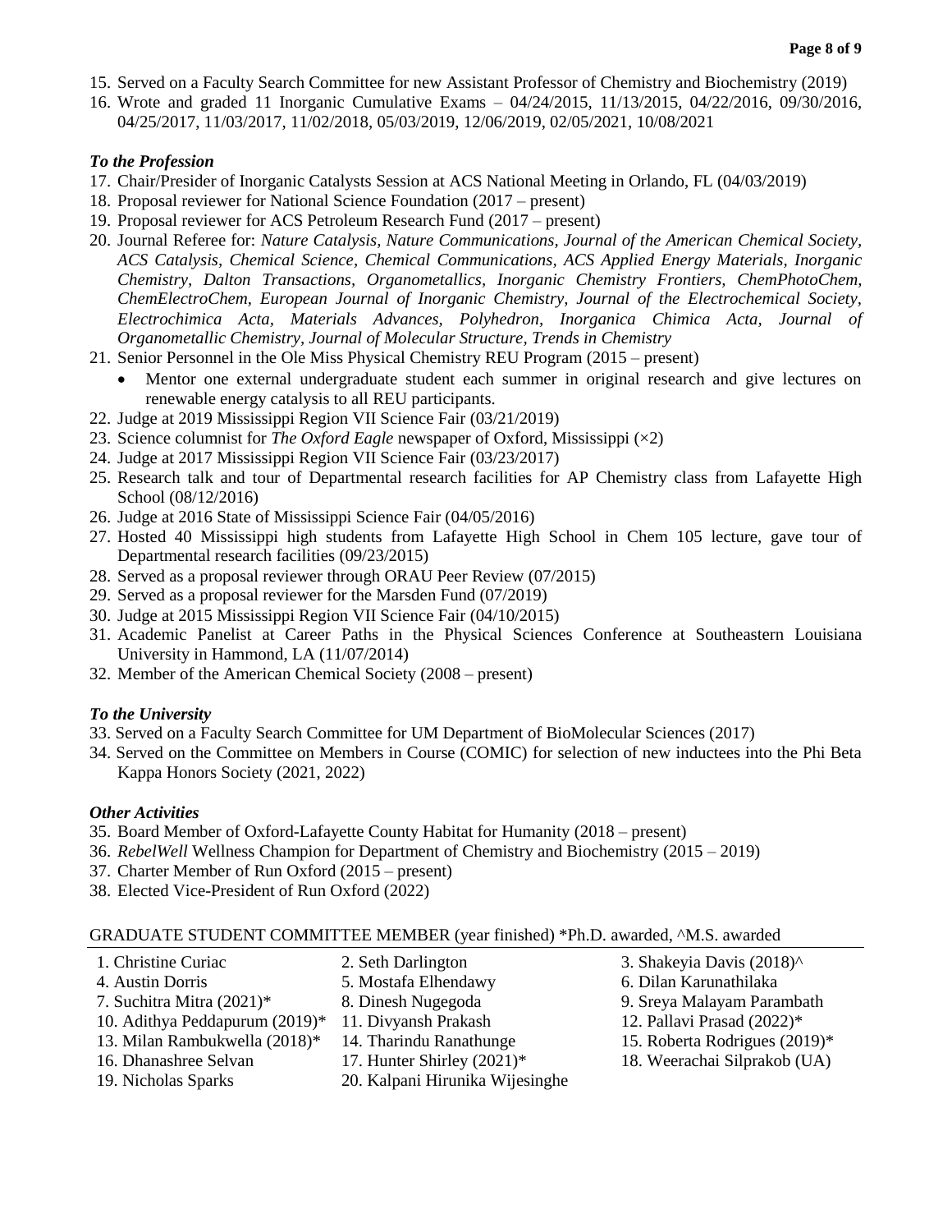15. Served on a Faculty Search Committee for new Assistant Professor of Chemistry and Biochemistry (2019)
16. Wrote and graded 11 Inorganic Cumulative Exams – 04/24/2015, 11/13/2015, 04/22/2016, 09/30/2016, 04/25/2017, 11/03/2017, 11/02/2018, 05/03/2019, 12/06/2019, 02/05/2021, 10/08/2021

### *To the Profession*

17. Chair/Presider of Inorganic Catalysts Session at ACS National Meeting in Orlando, FL (04/03/2019)
18. Proposal reviewer for National Science Foundation (2017 – present)
19. Proposal reviewer for ACS Petroleum Research Fund (2017 – present)
20. Journal Referee for: *Nature Catalysis, Nature Communications, Journal of the American Chemical Society, ACS Catalysis, Chemical Science, Chemical Communications, ACS Applied Energy Materials, Inorganic Chemistry, Dalton Transactions, Organometallics, Inorganic Chemistry Frontiers, ChemPhotoChem, ChemElectroChem, European Journal of Inorganic Chemistry, Journal of the Electrochemical Society, Electrochimica Acta, Materials Advances, Polyhedron, Inorganica Chimica Acta, Journal of Organometallic Chemistry, Journal of Molecular Structure, Trends in Chemistry*
21. Senior Personnel in the Ole Miss Physical Chemistry REU Program (2015 – present)
    - Mentor one external undergraduate student each summer in original research and give lectures on renewable energy catalysis to all REU participants.
22. Judge at 2019 Mississippi Region VII Science Fair (03/21/2019)
23. Science columnist for *The Oxford Eagle* newspaper of Oxford, Mississippi (×2)
24. Judge at 2017 Mississippi Region VII Science Fair (03/23/2017)
25. Research talk and tour of Departmental research facilities for AP Chemistry class from Lafayette High School (08/12/2016)
26. Judge at 2016 State of Mississippi Science Fair (04/05/2016)
27. Hosted 40 Mississippi high students from Lafayette High School in Chem 105 lecture, gave tour of Departmental research facilities (09/23/2015)
28. Served as a proposal reviewer through ORAU Peer Review (07/2015)
29. Served as a proposal reviewer for the Marsden Fund (07/2019)
30. Judge at 2015 Mississippi Region VII Science Fair (04/10/2015)
31. Academic Panelist at Career Paths in the Physical Sciences Conference at Southeastern Louisiana University in Hammond, LA (11/07/2014)
32. Member of the American Chemical Society (2008 – present)

### *To the University*

33. Served on a Faculty Search Committee for UM Department of BioMolecular Sciences (2017)
34. Served on the Committee on Members in Course (COMIC) for selection of new inductees into the Phi Beta Kappa Honors Society (2021, 2022)

### *Other Activities*

35. Board Member of Oxford-Lafayette County Habitat for Humanity (2018 – present)
36. *RebelWell* Wellness Champion for Department of Chemistry and Biochemistry (2015 – 2019)
37. Charter Member of Run Oxford (2015 – present)
38. Elected Vice-President of Run Oxford (2022)

## GRADUATE STUDENT COMMITTEE MEMBER (year finished) *Ph.D. awarded, ^M.S. awarded

1. Christine Curiac
2. Seth Darlington
3. Shakeyia Davis (2018)^
4. Austin Dorris
5. Mostafa Elhendawy
6. Dilan Karunathilaka
7. Suchitra Mitra (2021)*
8. Dinesh Nugegoda
9. Sreya Malayam Parambath
10. Adithya Peddapurum (2019)*
11. Divyansh Prakash
12. Pallavi Prasad (2022)*
13. Milan Rambukwella (2018)*
14. Tharindu Ranathunge
15. Roberta Rodrigues (2019)*
16. Dhanashree Selvan
17. Hunter Shirley (2021)*
18. Weerachai Silprakob (UA)
19. Nicholas Sparks
20. Kalpani Hirunika Wijesinghe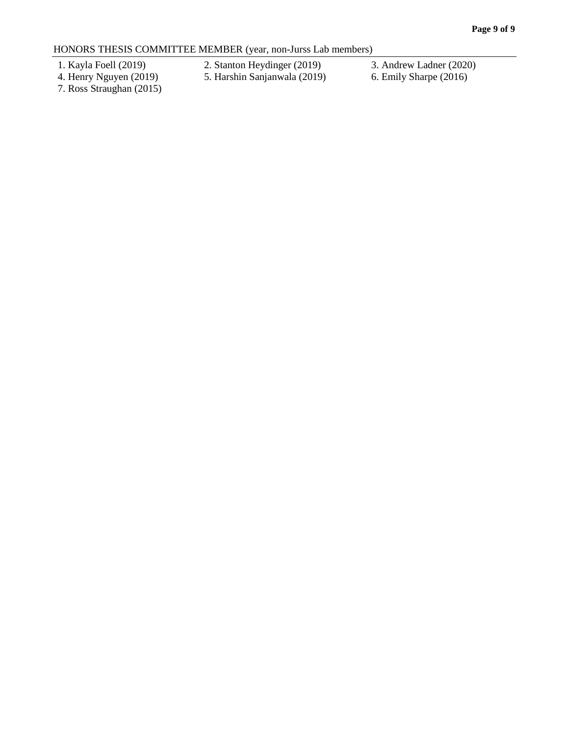HONORS THESIS COMMITTEE MEMBER (year, non-Jurss Lab members)

1. Kayla Foell (2019)
2. Stanton Heydinger (2019)
3. Andrew Ladner (2020)
4. Henry Nguyen (2019)
5. Harshin Sanjanwala (2019)
6. Emily Sharpe (2016)
7. Ross Straughan (2015)